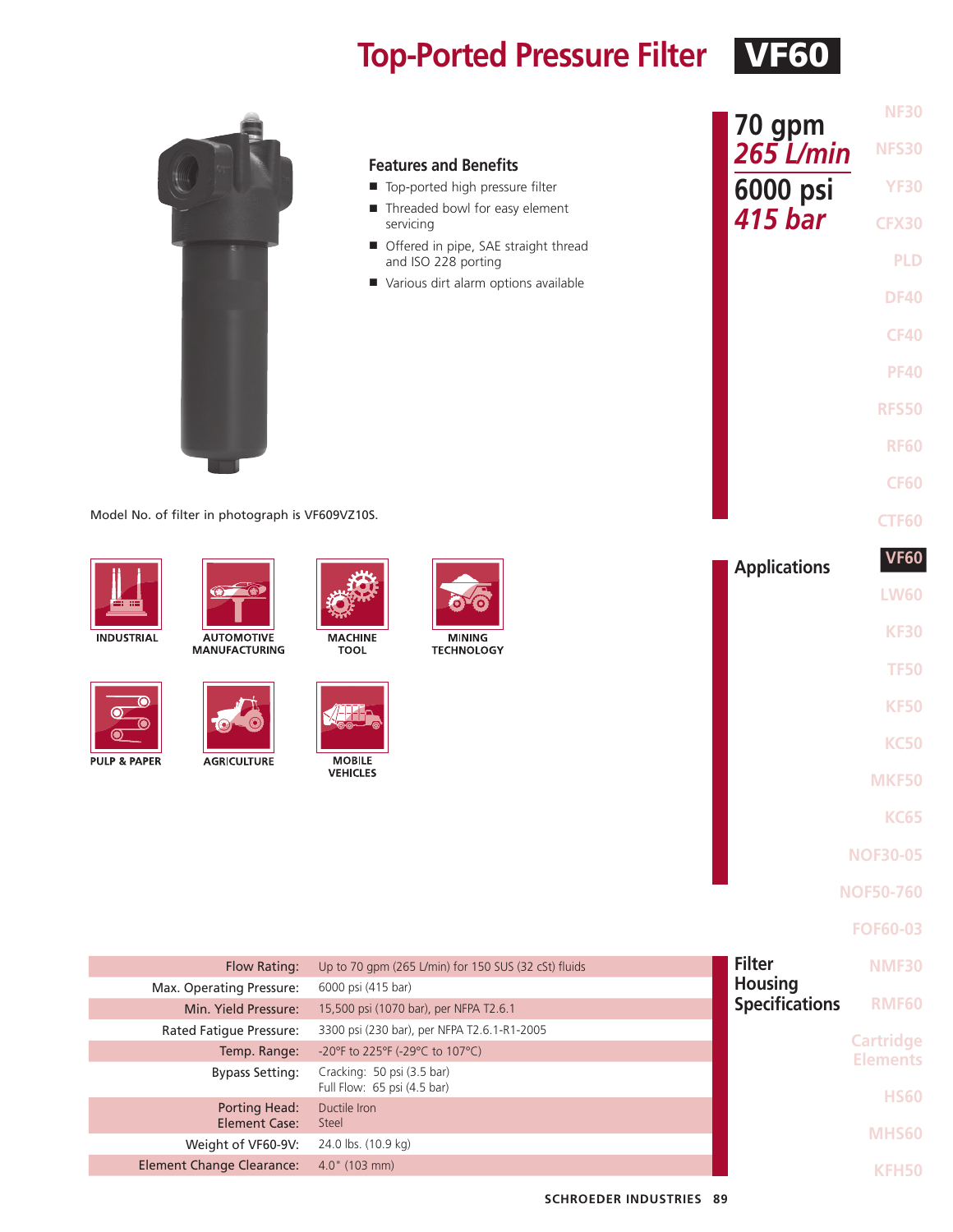# Top-Ported Pressure Filter VF60

**70 gpm**
***265 L/min***
**6000 psi**
***415 bar***

## Features and Benefits

- Top-ported high pressure filter
- Threaded bowl for easy element servicing
- Offered in pipe, SAE straight thread and ISO 228 porting
- Various dirt alarm options available

Model No. of filter in photograph is VF609VZ10S.

## Applications

INDUSTRIAL

AUTOMOTIVE MANUFACTURING

MACHINE TOOL

MINING TECHNOLOGY

PULP & PAPER

AGRICULTURE

MOBILE VEHICLES

## Filter Housing Specifications

| | |
|---|---|
| Flow Rating: | Up to 70 gpm (265 L/min) for 150 SUS (32 cSt) fluids |
| Max. Operating Pressure: | 6000 psi (415 bar) |
| Min. Yield Pressure: | 15,500 psi (1070 bar), per NFPA T2.6.1 |
| Rated Fatigue Pressure: | 3300 psi (230 bar), per NFPA T2.6.1-R1-2005 |
| Temp. Range: | -20°F to 225°F (-29°C to 107°C) |
| Bypass Setting: | Cracking: 50 psi (3.5 bar)<br>Full Flow: 65 psi (4.5 bar) |
| Porting Head:<br>Element Case: | Ductile Iron<br>Steel |
| Weight of VF60-9V: | 24.0 lbs. (10.9 kg) |
| Element Change Clearance: | 4.0" (103 mm) |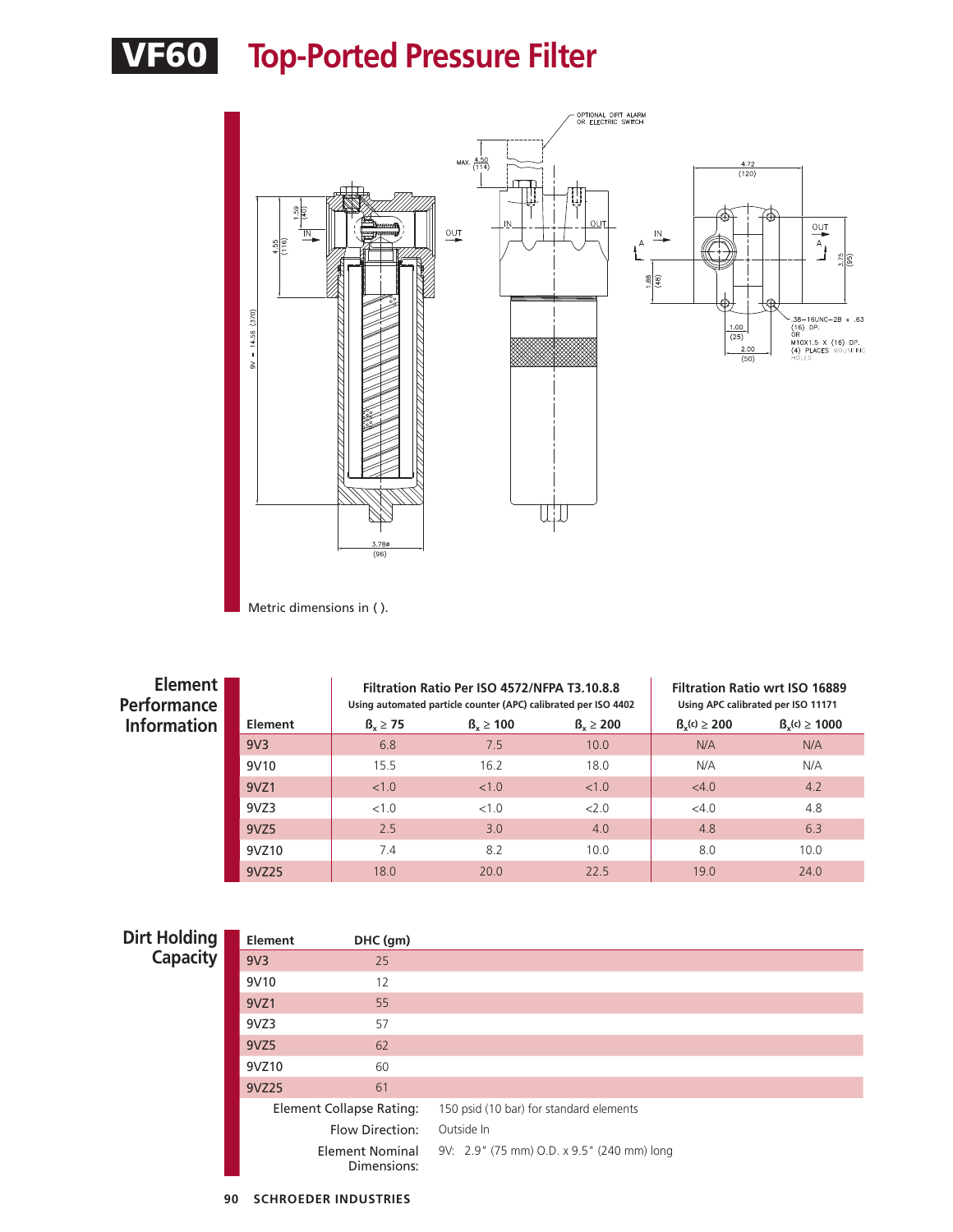# VF60 Top-Ported Pressure Filter

Metric dimensions in ( ).

## Element Performance Information

| Element | Filtration Ratio Per ISO 4572/NFPA T3.10.8.8 Using automated particle counter (APC) calibrated per ISO 4402 | | | Filtration Ratio wrt ISO 16889 Using APC calibrated per ISO 11171 | |
|---|---|---|---|---|---|
| | $ß_x \geq 75$ | $ß_x \geq 100$ | $ß_x \geq 200$ | $ß_x(c) \geq 200$ | $ß_x(c) \geq 1000$ |
| 9V3 | 6.8 | 7.5 | 10.0 | N/A | N/A |
| 9V10 | 15.5 | 16.2 | 18.0 | N/A | N/A |
| 9VZ1 | <1.0 | <1.0 | <1.0 | <4.0 | 4.2 |
| 9VZ3 | <1.0 | <1.0 | <2.0 | <4.0 | 4.8 |
| 9VZ5 | 2.5 | 3.0 | 4.0 | 4.8 | 6.3 |
| 9VZ10 | 7.4 | 8.2 | 10.0 | 8.0 | 10.0 |
| 9VZ25 | 18.0 | 20.0 | 22.5 | 19.0 | 24.0 |

## Dirt Holding Capacity

| Element | DHC (gm) |
|---|---|
| 9V3 | 25 |
| 9V10 | 12 |
| 9VZ1 | 55 |
| 9VZ3 | 57 |
| 9VZ5 | 62 |
| 9VZ10 | 60 |
| 9VZ25 | 61 |

**Element Collapse Rating:** 150 psid (10 bar) for standard elements

**Flow Direction:** Outside In

**Element Nominal Dimensions:** 9V: 2.9" (75 mm) O.D. x 9.5" (240 mm) long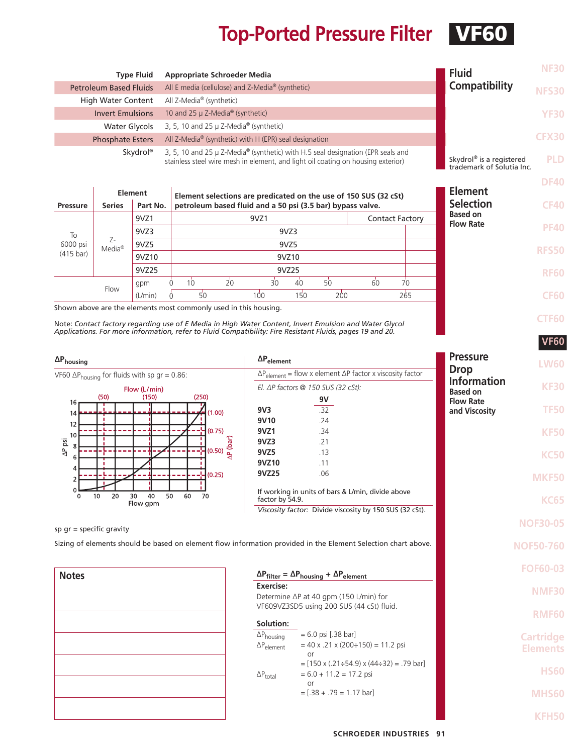# Top-Ported Pressure Filter VF60

## Fluid Compatibility

| Type Fluid | Appropriate Schroeder Media |
|---|---|
| Petroleum Based Fluids | All E media (cellulose) and Z-Media® (synthetic) |
| High Water Content | All Z-Media® (synthetic) |
| Invert Emulsions | 10 and 25 μ Z-Media® (synthetic) |
| Water Glycols | 3, 5, 10 and 25 μ Z-Media® (synthetic) |
| Phosphate Esters | All Z-Media® (synthetic) with H (EPR) seal designation |
| Skydrol® | 3, 5, 10 and 25 μ Z-Media® (synthetic) with H.5 seal designation (EPR seals and stainless steel wire mesh in element, and light oil coating on housing exterior) |

Skydrol® is a registered trademark of Solutia Inc.

## Element Selection Based on Flow Rate

Element selections are predicated on the use of 150 SUS (32 cSt) petroleum based fluid and a 50 psi (3.5 bar) bypass valve.

| Pressure | Element Series | Part No. | Flow range |
|---|---|---|---|
| To 6000 psi (415 bar) | Z-Media® | 9VZ1 | 9VZ1: 0 – approx. 45 gpm; Contact Factory: approx. 45 – 70 gpm |
| | | 9VZ3 | 9VZ3: 0 – 70 gpm |
| | | 9VZ5 | 9VZ5: 0 – 70 gpm |
| | | 9VZ10 | 9VZ10: 0 – 70 gpm |
| | | 9VZ25 | 9VZ25: 0 – 70 gpm |
| Flow | | gpm | 0, 10, 20, 30, 40, 50, 60, 70 |
| | | (L/min) | 0, 50, 100, 150, 200, 265 |

Shown above are the elements most commonly used in this housing.

Note: *Contact factory regarding use of E Media in High Water Content, Invert Emulsion and Water Glycol Applications. For more information, refer to Fluid Compatibility: Fire Resistant Fluids, pages 19 and 20.*

## Pressure Drop Information Based on Flow Rate and Viscosity

### $\Delta P_{housing}$

VF60 $\Delta P_{housing}$ for fluids with sp gr = 0.86:

(Graph: ΔP psi (0–16) / ΔP (bar) (0.25–1.00) vs. Flow gpm (0–70) / Flow (L/min) (50, 150, 250))

### $\Delta P_{element}$

$\Delta P_{element}$ = flow x element ΔP factor x viscosity factor

*El. ΔP factors @ 150 SUS (32 cSt):*

| | 9V |
|---|---|
| **9V3** | .32 |
| **9V10** | .24 |
| **9VZ1** | .34 |
| **9VZ3** | .21 |
| **9VZ5** | .13 |
| **9VZ10** | .11 |
| **9VZ25** | .06 |

If working in units of bars & L/min, divide above factor by 54.9.

*Viscosity factor:* Divide viscosity by 150 SUS (32 cSt).

sp gr = specific gravity

Sizing of elements should be based on element flow information provided in the Element Selection chart above.

### Notes

### $\Delta P_{filter} = \Delta P_{housing} + \Delta P_{element}$

**Exercise:**

Determine ΔP at 40 gpm (150 L/min) for VF609VZ3SD5 using 200 SUS (44 cSt) fluid.

**Solution:**

$\Delta P_{housing}$ = 6.0 psi [.38 bar]

$\Delta P_{element}$ = 40 x .21 x (200÷150) = 11.2 psi
or
= [150 x (.21÷54.9) x (44÷32) = .79 bar]

$\Delta P_{total}$ = 6.0 + 11.2 = 17.2 psi
or
= [.38 + .79 = 1.17 bar]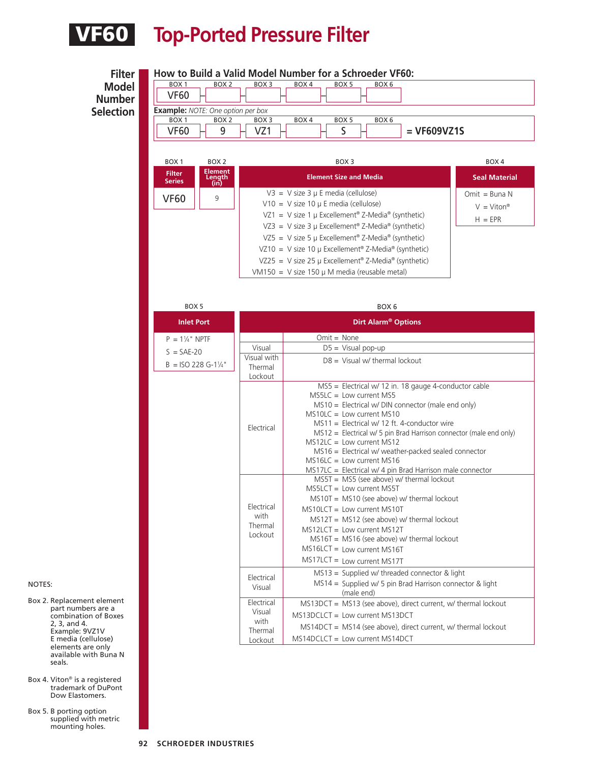# VF60 Top-Ported Pressure Filter

## Filter Model Number Selection

### How to Build a Valid Model Number for a Schroeder VF60:

| BOX 1 | BOX 2 | BOX 3 | BOX 4 | BOX 5 | BOX 6 |
|---|---|---|---|---|---|
| VF60 | | | | | |

**Example:** *NOTE: One option per box*

| BOX 1 | BOX 2 | BOX 3 | BOX 4 | BOX 5 | BOX 6 | |
|---|---|---|---|---|---|---|
| VF60 | 9 | VZ1 | | S | | = VF609VZ1S |

| BOX 1 Filter Series | BOX 2 Element Length (in) |
|---|---|
| VF60 | 9 |

**BOX 3 – Element Size and Media**

- V3 = V size 3 μ E media (cellulose)
- V10 = V size 10 μ E media (cellulose)
- VZ1 = V size 1 μ Excellement® Z-Media® (synthetic)
- VZ3 = V size 3 μ Excellement® Z-Media® (synthetic)
- VZ5 = V size 5 μ Excellement® Z-Media® (synthetic)
- VZ10 = V size 10 μ Excellement® Z-Media® (synthetic)
- VZ25 = V size 25 μ Excellement® Z-Media® (synthetic)
- VM150 = V size 150 μ M media (reusable metal)

**BOX 4 – Seal Material**

- Omit = Buna N
- V = Viton®
- H = EPR

**BOX 5 – Inlet Port**

- P = 1¼" NPTF
- S = SAE-20
- B = ISO 228 G-1¼"

**BOX 6 – Dirt Alarm® Options**

| | |
|---|---|
| | Omit = None |
| Visual | D5 = Visual pop-up |
| Visual with Thermal Lockout | D8 = Visual w/ thermal lockout |
| Electrical | MS5 = Electrical w/ 12 in. 18 gauge 4-conductor cable<br>MS5LC = Low current MS5<br>MS10 = Electrical w/ DIN connector (male end only)<br>MS10LC = Low current MS10<br>MS11 = Electrical w/ 12 ft. 4-conductor wire<br>MS12 = Electrical w/ 5 pin Brad Harrison connector (male end only)<br>MS12LC = Low current MS12<br>MS16 = Electrical w/ weather-packed sealed connector<br>MS16LC = Low current MS16<br>MS17LC = Electrical w/ 4 pin Brad Harrison male connector |
| Electrical with Thermal Lockout | MS5T = MS5 (see above) w/ thermal lockout<br>MS5LCT = Low current MS5T<br>MS10T = MS10 (see above) w/ thermal lockout<br>MS10LCT = Low current MS10T<br>MS12T = MS12 (see above) w/ thermal lockout<br>MS12LCT = Low current MS12T<br>MS16T = MS16 (see above) w/ thermal lockout<br>MS16LCT = Low current MS16T<br>MS17LCT = Low current MS17T |
| Electrical Visual | MS13 = Supplied w/ threaded connector & light<br>MS14 = Supplied w/ 5 pin Brad Harrison connector & light (male end) |
| Electrical Visual with Thermal Lockout | MS13DCT = MS13 (see above), direct current, w/ thermal lockout<br>MS13DCLCT = Low current MS13DCT<br>MS14DCT = MS14 (see above), direct current, w/ thermal lockout<br>MS14DCLCT = Low current MS14DCT |

NOTES:

Box 2. Replacement element part numbers are a combination of Boxes 2, 3, and 4. Example: 9VZ1V E media (cellulose) elements are only available with Buna N seals.

Box 4. Viton® is a registered trademark of DuPont Dow Elastomers.

Box 5. B porting option supplied with metric mounting holes.